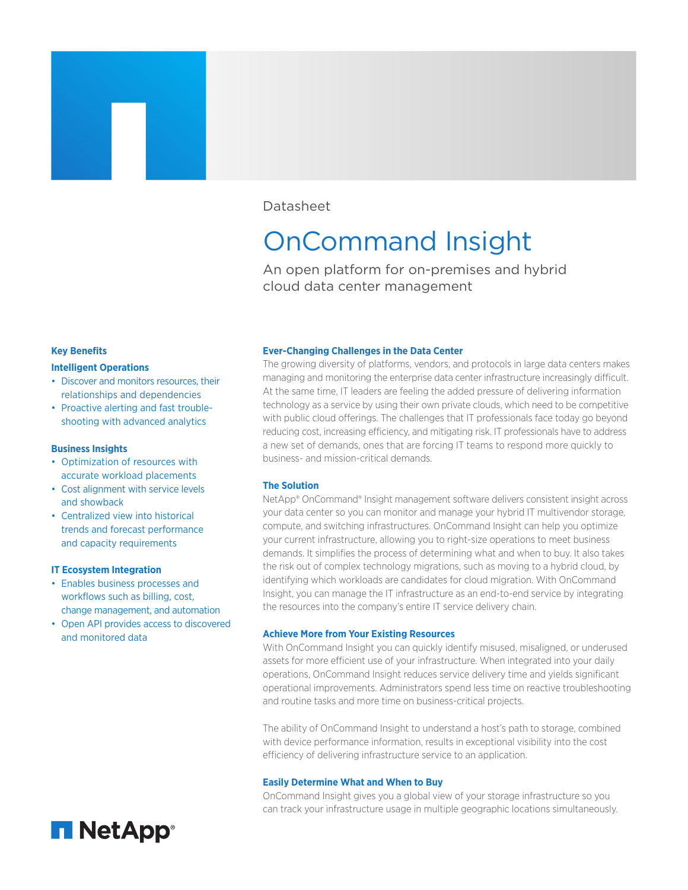Datasheet

# OnCommand Insight

An open platform for on-premises and hybrid cloud data center management

### Key Benefits

**Intelligent Operations**

- Discover and monitors resources, their relationships and dependencies
- Proactive alerting and fast trouble-shooting with advanced analytics

**Business Insights**

- Optimization of resources with accurate workload placements
- Cost alignment with service levels and showback
- Centralized view into historical trends and forecast performance and capacity requirements

**IT Ecosystem Integration**

- Enables business processes and workflows such as billing, cost, change management, and automation
- Open API provides access to discovered and monitored data

### Ever-Changing Challenges in the Data Center

The growing diversity of platforms, vendors, and protocols in large data centers makes managing and monitoring the enterprise data center infrastructure increasingly difficult. At the same time, IT leaders are feeling the added pressure of delivering information technology as a service by using their own private clouds, which need to be competitive with public cloud offerings. The challenges that IT professionals face today go beyond reducing cost, increasing efficiency, and mitigating risk. IT professionals have to address a new set of demands, ones that are forcing IT teams to respond more quickly to business- and mission-critical demands.

### The Solution

NetApp® OnCommand® Insight management software delivers consistent insight across your data center so you can monitor and manage your hybrid IT multivendor storage, compute, and switching infrastructures. OnCommand Insight can help you optimize your current infrastructure, allowing you to right-size operations to meet business demands. It simplifies the process of determining what and when to buy. It also takes the risk out of complex technology migrations, such as moving to a hybrid cloud, by identifying which workloads are candidates for cloud migration. With OnCommand Insight, you can manage the IT infrastructure as an end-to-end service by integrating the resources into the company's entire IT service delivery chain.

### Achieve More from Your Existing Resources

With OnCommand Insight you can quickly identify misused, misaligned, or underused assets for more efficient use of your infrastructure. When integrated into your daily operations, OnCommand Insight reduces service delivery time and yields significant operational improvements. Administrators spend less time on reactive troubleshooting and routine tasks and more time on business-critical projects.

The ability of OnCommand Insight to understand a host's path to storage, combined with device performance information, results in exceptional visibility into the cost efficiency of delivering infrastructure service to an application.

### Easily Determine What and When to Buy

OnCommand Insight gives you a global view of your storage infrastructure so you can track your infrastructure usage in multiple geographic locations simultaneously.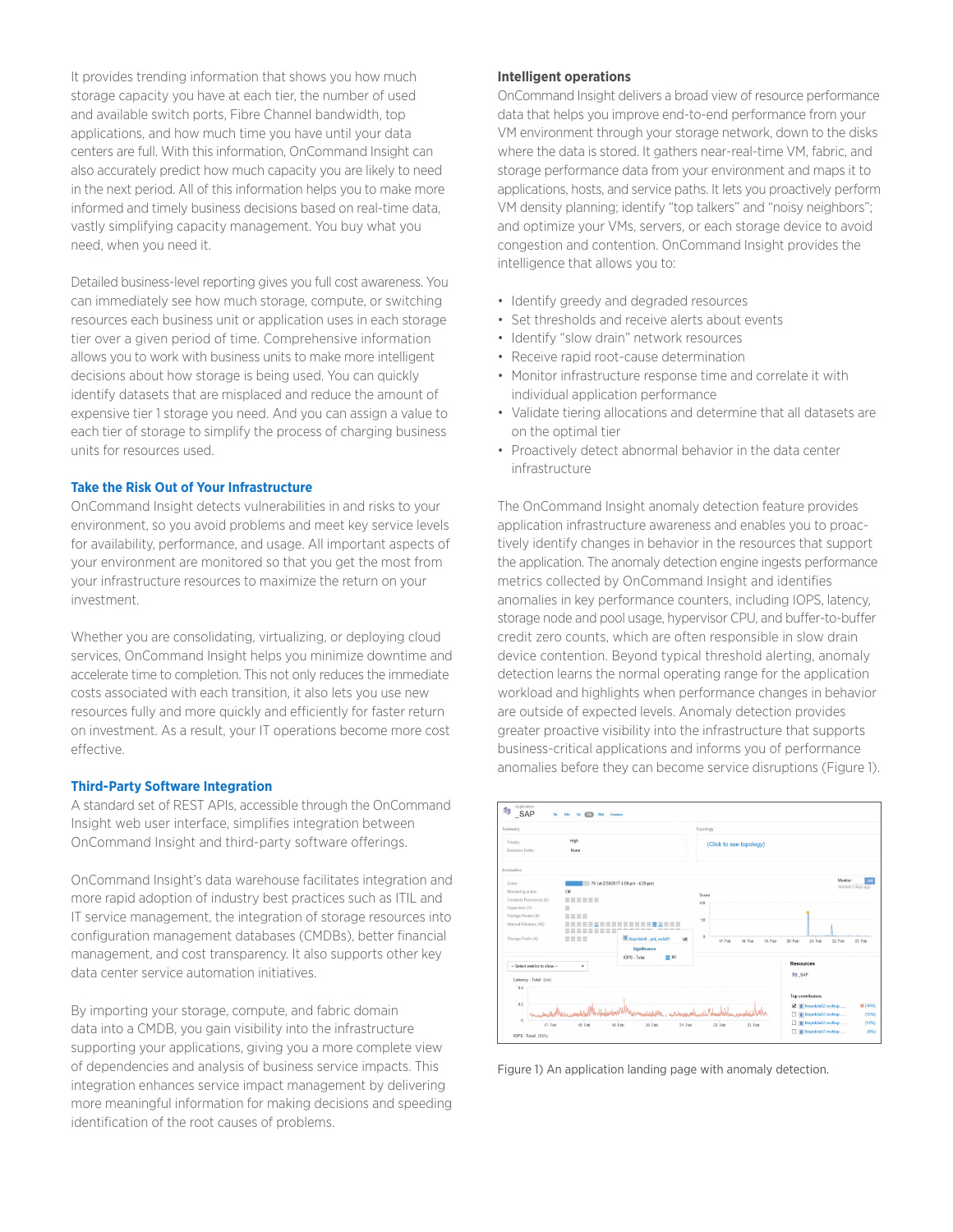It provides trending information that shows you how much storage capacity you have at each tier, the number of used and available switch ports, Fibre Channel bandwidth, top applications, and how much time you have until your data centers are full. With this information, OnCommand Insight can also accurately predict how much capacity you are likely to need in the next period. All of this information helps you to make more informed and timely business decisions based on real-time data, vastly simplifying capacity management. You buy what you need, when you need it.

Detailed business-level reporting gives you full cost awareness. You can immediately see how much storage, compute, or switching resources each business unit or application uses in each storage tier over a given period of time. Comprehensive information allows you to work with business units to make more intelligent decisions about how storage is being used. You can quickly identify datasets that are misplaced and reduce the amount of expensive tier 1 storage you need. And you can assign a value to each tier of storage to simplify the process of charging business units for resources used.

### Take the Risk Out of Your Infrastructure

OnCommand Insight detects vulnerabilities in and risks to your environment, so you avoid problems and meet key service levels for availability, performance, and usage. All important aspects of your environment are monitored so that you get the most from your infrastructure resources to maximize the return on your investment.

Whether you are consolidating, virtualizing, or deploying cloud services, OnCommand Insight helps you minimize downtime and accelerate time to completion. This not only reduces the immediate costs associated with each transition, it also lets you use new resources fully and more quickly and efficiently for faster return on investment. As a result, your IT operations become more cost effective.

### Third-Party Software Integration

A standard set of REST APIs, accessible through the OnCommand Insight web user interface, simplifies integration between OnCommand Insight and third-party software offerings.

OnCommand Insight's data warehouse facilitates integration and more rapid adoption of industry best practices such as ITIL and IT service management, the integration of storage resources into configuration management databases (CMDBs), better financial management, and cost transparency. It also supports other key data center service automation initiatives.

By importing your storage, compute, and fabric domain data into a CMDB, you gain visibility into the infrastructure supporting your applications, giving you a more complete view of dependencies and analysis of business service impacts. This integration enhances service impact management by delivering more meaningful information for making decisions and speeding identification of the root causes of problems.

**Intelligent operations**

OnCommand Insight delivers a broad view of resource performance data that helps you improve end-to-end performance from your VM environment through your storage network, down to the disks where the data is stored. It gathers near-real-time VM, fabric, and storage performance data from your environment and maps it to applications, hosts, and service paths. It lets you proactively perform VM density planning; identify "top talkers" and "noisy neighbors"; and optimize your VMs, servers, or each storage device to avoid congestion and contention. OnCommand Insight provides the intelligence that allows you to:

- Identify greedy and degraded resources
- Set thresholds and receive alerts about events
- Identify "slow drain" network resources
- Receive rapid root-cause determination
- Monitor infrastructure response time and correlate it with individual application performance
- Validate tiering allocations and determine that all datasets are on the optimal tier
- Proactively detect abnormal behavior in the data center infrastructure

The OnCommand Insight anomaly detection feature provides application infrastructure awareness and enables you to proactively identify changes in behavior in the resources that support the application. The anomaly detection engine ingests performance metrics collected by OnCommand Insight and identifies anomalies in key performance counters, including IOPS, latency, storage node and pool usage, hypervisor CPU, and buffer-to-buffer credit zero counts, which are often responsible in slow drain device contention. Beyond typical threshold alerting, anomaly detection learns the normal operating range for the application workload and highlights when performance changes in behavior are outside of expected levels. Anomaly detection provides greater proactive visibility into the infrastructure that supports business-critical applications and informs you of performance anomalies before they can become service disruptions (Figure 1).

Figure 1) An application landing page with anomaly detection.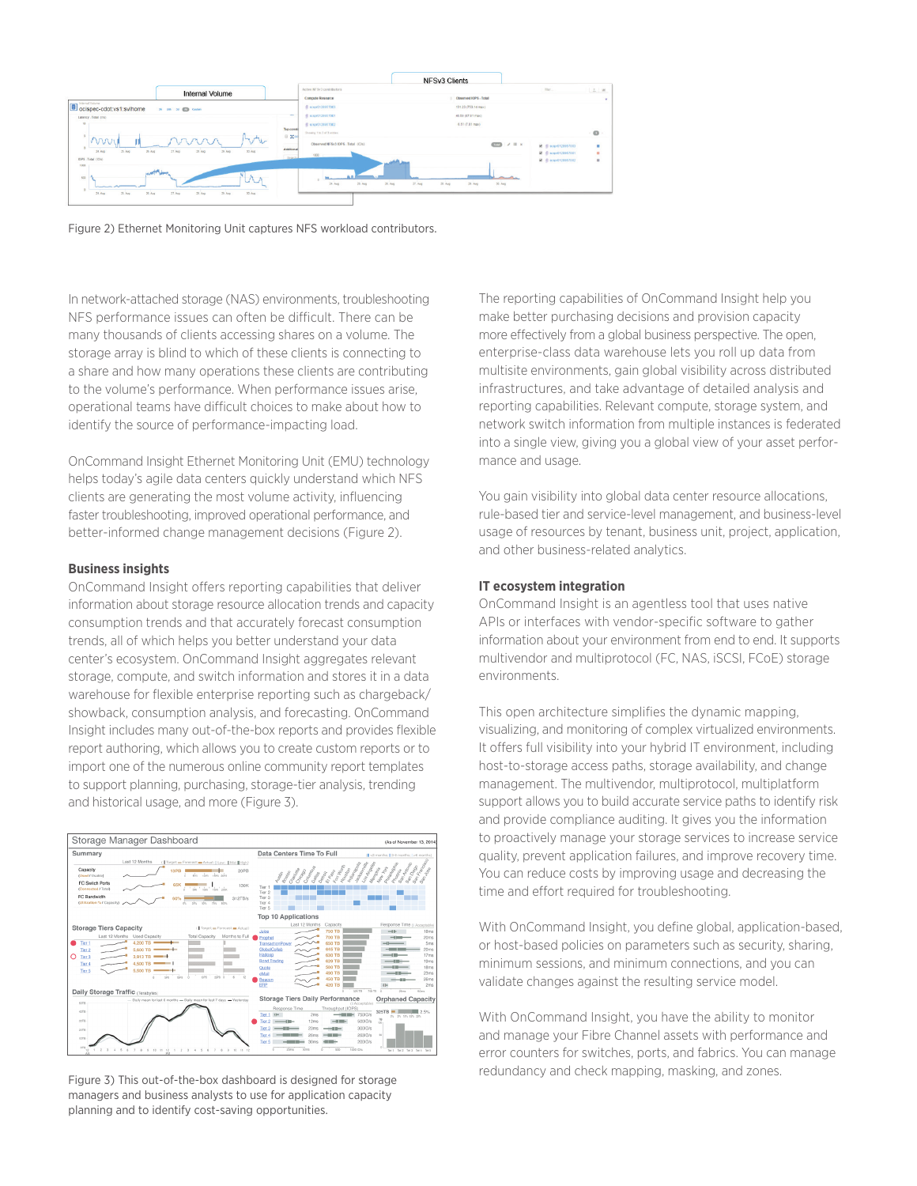Figure 2) Ethernet Monitoring Unit captures NFS workload contributors.

In network-attached storage (NAS) environments, troubleshooting NFS performance issues can often be difficult. There can be many thousands of clients accessing shares on a volume. The storage array is blind to which of these clients is connecting to a share and how many operations these clients are contributing to the volume's performance. When performance issues arise, operational teams have difficult choices to make about how to identify the source of performance-impacting load.

OnCommand Insight Ethernet Monitoring Unit (EMU) technology helps today's agile data centers quickly understand which NFS clients are generating the most volume activity, influencing faster troubleshooting, improved operational performance, and better-informed change management decisions (Figure 2).

**Business insights**

OnCommand Insight offers reporting capabilities that deliver information about storage resource allocation trends and capacity consumption trends and that accurately forecast consumption trends, all of which helps you better understand your data center's ecosystem. OnCommand Insight aggregates relevant storage, compute, and switch information and stores it in a data warehouse for flexible enterprise reporting such as chargeback/showback, consumption analysis, and forecasting. OnCommand Insight includes many out-of-the-box reports and provides flexible report authoring, which allows you to create custom reports or to import one of the numerous online community report templates to support planning, purchasing, storage-tier analysis, trending and historical usage, and more (Figure 3).

Figure 3) This out-of-the-box dashboard is designed for storage managers and business analysts to use for application capacity planning and to identify cost-saving opportunities.

The reporting capabilities of OnCommand Insight help you make better purchasing decisions and provision capacity more effectively from a global business perspective. The open, enterprise-class data warehouse lets you roll up data from multisite environments, gain global visibility across distributed infrastructures, and take advantage of detailed analysis and reporting capabilities. Relevant compute, storage system, and network switch information from multiple instances is federated into a single view, giving you a global view of your asset performance and usage.

You gain visibility into global data center resource allocations, rule-based tier and service-level management, and business-level usage of resources by tenant, business unit, project, application, and other business-related analytics.

**IT ecosystem integration**

OnCommand Insight is an agentless tool that uses native APIs or interfaces with vendor-specific software to gather information about your environment from end to end. It supports multivendor and multiprotocol (FC, NAS, iSCSI, FCoE) storage environments.

This open architecture simplifies the dynamic mapping, visualizing, and monitoring of complex virtualized environments. It offers full visibility into your hybrid IT environment, including host-to-storage access paths, storage availability, and change management. The multivendor, multiprotocol, multiplatform support allows you to build accurate service paths to identify risk and provide compliance auditing. It gives you the information to proactively manage your storage services to increase service quality, prevent application failures, and improve recovery time. You can reduce costs by improving usage and decreasing the time and effort required for troubleshooting.

With OnCommand Insight, you define global, application-based, or host-based policies on parameters such as security, sharing, minimum sessions, and minimum connections, and you can validate changes against the resulting service model.

With OnCommand Insight, you have the ability to monitor and manage your Fibre Channel assets with performance and error counters for switches, ports, and fabrics. You can manage redundancy and check mapping, masking, and zones.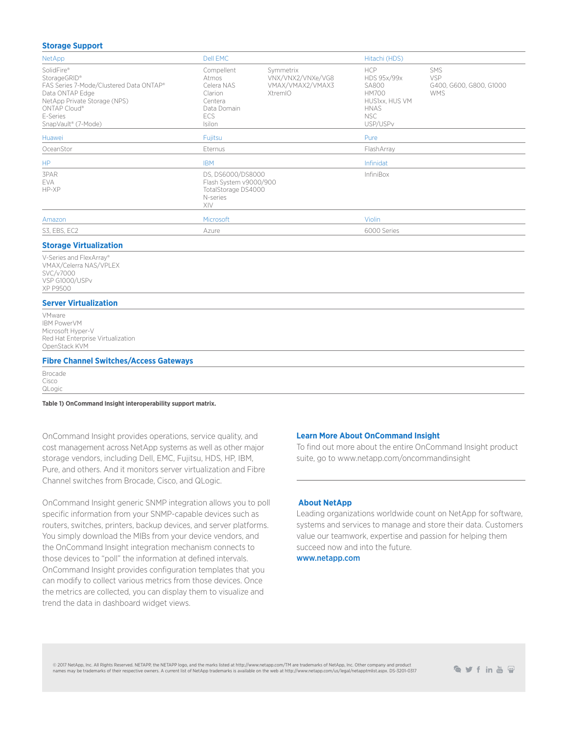## Storage Support

| NetApp | Dell EMC | | Hitachi (HDS) | |
|---|---|---|---|---|
| SolidFire®<br>StorageGRID®<br>FAS Series 7-Mode/Clustered Data ONTAP®<br>Data ONTAP Edge<br>NetApp Private Storage (NPS)<br>ONTAP Cloud®<br>E-Series<br>SnapVault® (7-Mode) | Compellent<br>Atmos<br>Celera NAS<br>Clarion<br>Centera<br>Data Domain<br>ECS<br>Isilon | Symmetrix<br>VNX/VNX2/VNXe/VG8<br>VMAX/VMAX2/VMAX3<br>XtremIO | HCP<br>HDS 95x/99x<br>SA800<br>HM700<br>HUS1xx, HUS VM<br>HNAS<br>NSC<br>USP/USPv | SMS<br>VSP<br>G400, G600, G800, G1000<br>WMS |
| **Huawei** | **Fujitsu** | | **Pure** | |
| OceanStor | Eternus | | FlashArray | |
| **HP** | **IBM** | | **Infinidat** | |
| 3PAR<br>EVA<br>HP-XP | DS, DS6000/DS8000<br>Flash System v9000/900<br>TotalStorage DS4000<br>N-series<br>XIV | | InfiniBox | |
| **Amazon** | **Microsoft** | | **Violin** | |
| S3, EBS, EC2 | Azure | | 6000 Series | |

## Storage Virtualization

V-Series and FlexArray®
VMAX/Celerra NAS/VPLEX
SVC/v7000
VSP G1000/USPv
XP P9500

## Server Virtualization

VMware
IBM PowerVM
Microsoft Hyper-V
Red Hat Enterprise Virtualization
OpenStack KVM

## Fibre Channel Switches/Access Gateways

Brocade
Cisco
QLogic

**Table 1) OnCommand Insight interoperability support matrix.**

OnCommand Insight provides operations, service quality, and cost management across NetApp systems as well as other major storage vendors, including Dell, EMC, Fujitsu, HDS, HP, IBM, Pure, and others. And it monitors server virtualization and Fibre Channel switches from Brocade, Cisco, and QLogic.

OnCommand Insight generic SNMP integration allows you to poll specific information from your SNMP-capable devices such as routers, switches, printers, backup devices, and server platforms. You simply download the MIBs from your device vendors, and the OnCommand Insight integration mechanism connects to those devices to "poll" the information at defined intervals. OnCommand Insight provides configuration templates that you can modify to collect various metrics from those devices. Once the metrics are collected, you can display them to visualize and trend the data in dashboard widget views.

## Learn More About OnCommand Insight

To find out more about the entire OnCommand Insight product suite, go to www.netapp.com/oncommandinsight

## About NetApp

Leading organizations worldwide count on NetApp for software, systems and services to manage and store their data. Customers value our teamwork, expertise and passion for helping them succeed now and into the future.
**www.netapp.com**

© 2017 NetApp, Inc. All Rights Reserved. NETAPP, the NETAPP logo, and the marks listed at http://www.netapp.com/TM are trademarks of NetApp, Inc. Other company and product names may be trademarks of their respective owners. A current list of NetApp trademarks is available on the web at http://www.netapp.com/us/legal/netapptmlist.aspx. DS-3201-0317